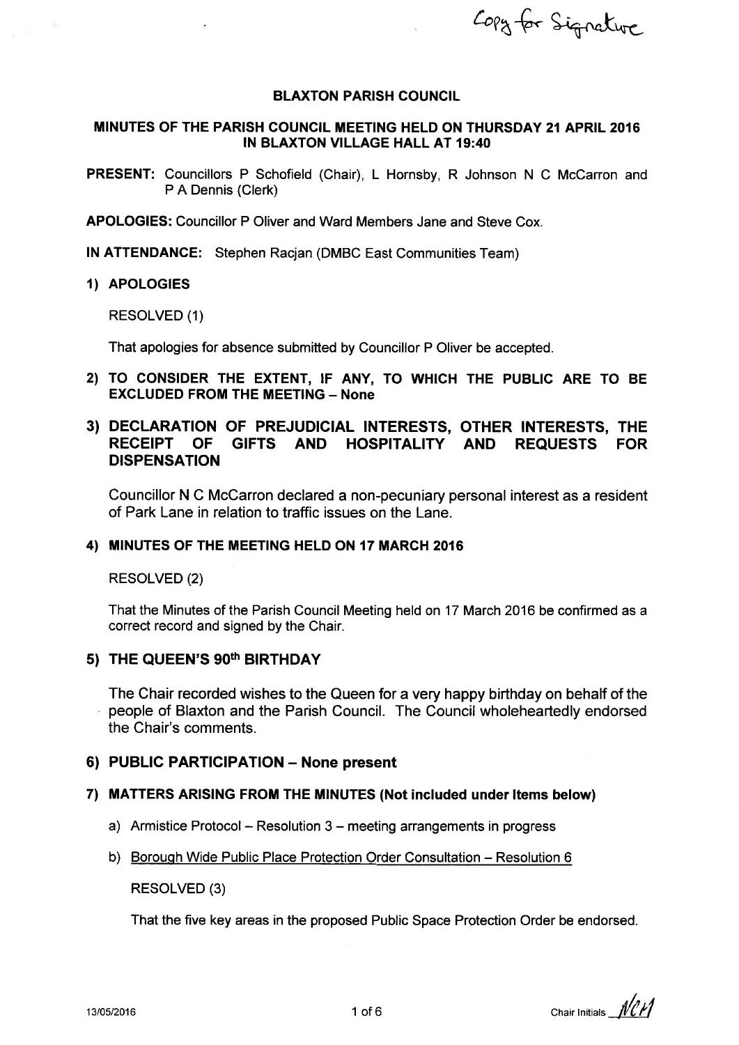Copy for Signature

# BLAXTON PARISH COUNCIL

## MINUTES OF THE PARISH COUNCIL MEETING HELD ON THURSDAY 21 APRIL 2016 IN BLAXTON VILLAGE HALL AT 19:40

**PRESENT:** Councillors P Schofield (Chair), L Hornsby, R Johnson N C McCarron and P A Dennis (Clerk)

**APOLOGIES:** Councillor P Oliver and Ward Members Jane and Steve Cox.

**IN ATTENDANCE:** Stephen Racjan (DMBC East Communities Team)

### 1) APOLOGIES

RESOLVED (1)

That apologies for absence submitted by Councillor P Oliver be accepted.

### 2) TO CONSIDER THE EXTENT, IF ANY, TO WHICH THE PUBLIC ARE TO BE EXCLUDED FROM THE MEETING – None

### 3) DECLARATION OF PREJUDICIAL INTERESTS, OTHER INTERESTS, THE RECEIPT OF GIFTS AND HOSPITALITY AND REQUESTS FOR DISPENSATION

Councillor N C McCarron declared a non-pecuniary personal interest as a resident of Park Lane in relation to traffic issues on the Lane.

### 4) MINUTES OF THE MEETING HELD ON 17 MARCH 2016

RESOLVED (2)

That the Minutes of the Parish Council Meeting held on 17 March 2016 be confirmed as a correct record and signed by the Chair.

### 5) THE QUEEN'S 90th BIRTHDAY

The Chair recorded wishes to the Queen for a very happy birthday on behalf of the people of Blaxton and the Parish Council. The Council wholeheartedly endorsed the Chair's comments.

### 6) PUBLIC PARTICIPATION – None present

### 7) MATTERS ARISING FROM THE MINUTES (Not included under Items below)

a) Armistice Protocol – Resolution 3 – meeting arrangements in progress

b) Borough Wide Public Place Protection Order Consultation – Resolution 6

RESOLVED (3)

That the five key areas in the proposed Public Space Protection Order be endorsed.

13/05/2016

Chair Initials NCM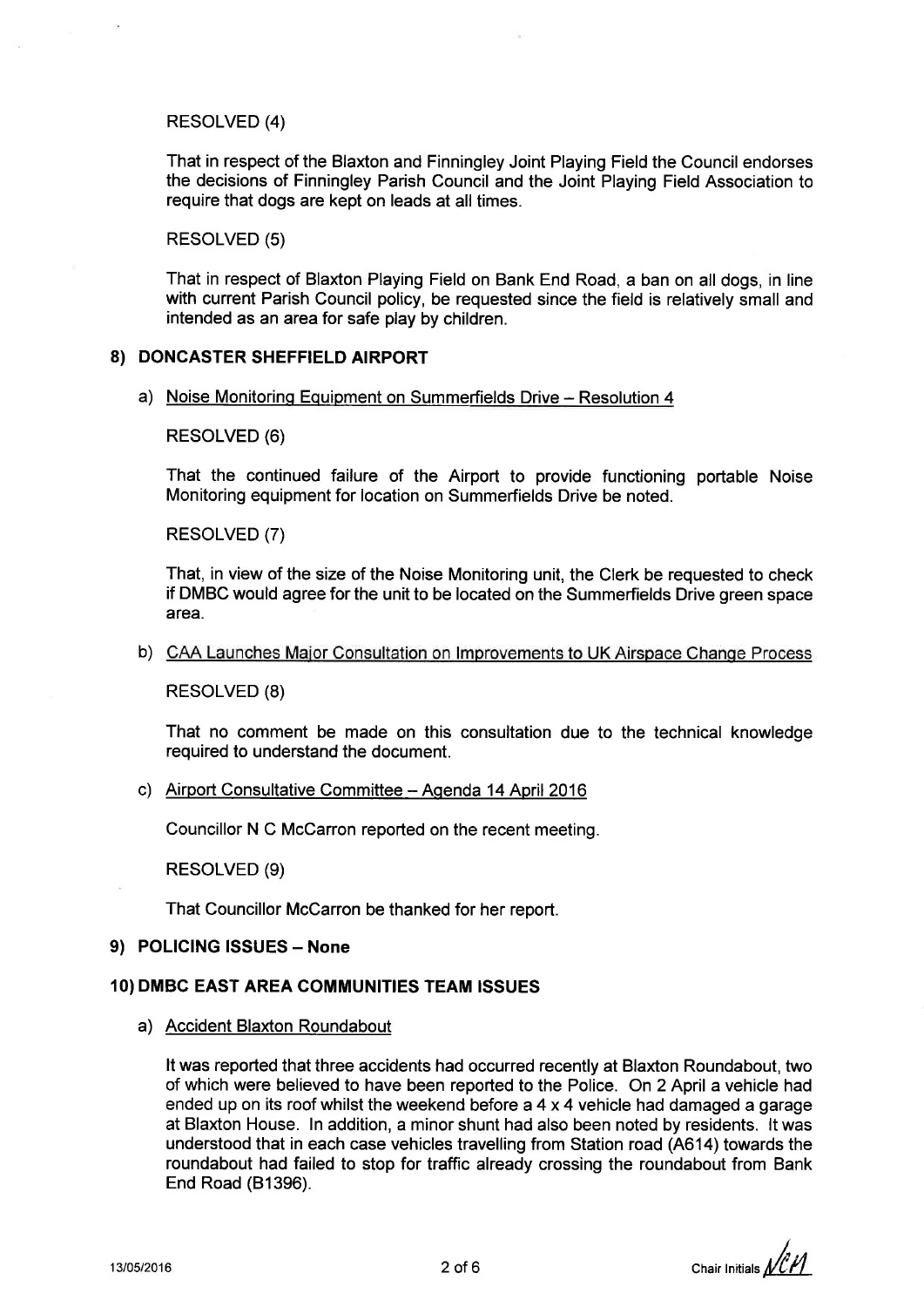RESOLVED (4)

That in respect of the Blaxton and Finningley Joint Playing Field the Council endorses the decisions of Finningley Parish Council and the Joint Playing Field Association to require that dogs are kept on leads at all times.

RESOLVED (5)

That in respect of Blaxton Playing Field on Bank End Road, a ban on all dogs, in line with current Parish Council policy, be requested since the field is relatively small and intended as an area for safe play by children.

## 8) DONCASTER SHEFFIELD AIRPORT

a) Noise Monitoring Equipment on Summerfields Drive – Resolution 4

RESOLVED (6)

That the continued failure of the Airport to provide functioning portable Noise Monitoring equipment for location on Summerfields Drive be noted.

RESOLVED (7)

That, in view of the size of the Noise Monitoring unit, the Clerk be requested to check if DMBC would agree for the unit to be located on the Summerfields Drive green space area.

b) CAA Launches Major Consultation on Improvements to UK Airspace Change Process

RESOLVED (8)

That no comment be made on this consultation due to the technical knowledge required to understand the document.

c) Airport Consultative Committee – Agenda 14 April 2016

Councillor N C McCarron reported on the recent meeting.

RESOLVED (9)

That Councillor McCarron be thanked for her report.

## 9) POLICING ISSUES – None

## 10) DMBC EAST AREA COMMUNITIES TEAM ISSUES

a) Accident Blaxton Roundabout

It was reported that three accidents had occurred recently at Blaxton Roundabout, two of which were believed to have been reported to the Police. On 2 April a vehicle had ended up on its roof whilst the weekend before a 4 x 4 vehicle had damaged a garage at Blaxton House. In addition, a minor shunt had also been noted by residents. It was understood that in each case vehicles travelling from Station road (A614) towards the roundabout had failed to stop for traffic already crossing the roundabout from Bank End Road (B1396).

13/05/2016 Chair Initials NCM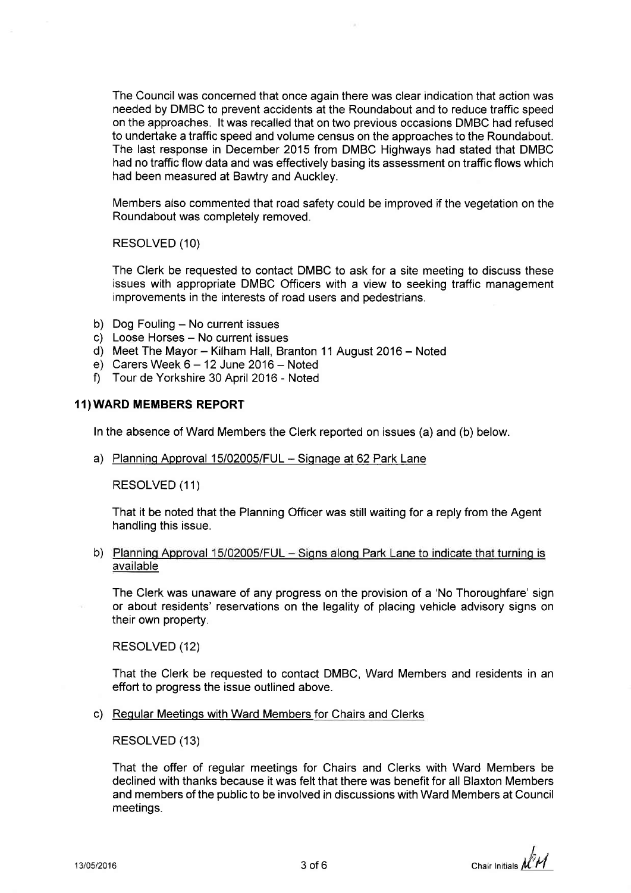The Council was concerned that once again there was clear indication that action was needed by DMBC to prevent accidents at the Roundabout and to reduce traffic speed on the approaches. It was recalled that on two previous occasions DMBC had refused to undertake a traffic speed and volume census on the approaches to the Roundabout. The last response in December 2015 from DMBC Highways had stated that DMBC had no traffic flow data and was effectively basing its assessment on traffic flows which had been measured at Bawtry and Auckley.

Members also commented that road safety could be improved if the vegetation on the Roundabout was completely removed.

RESOLVED (10)

The Clerk be requested to contact DMBC to ask for a site meeting to discuss these issues with appropriate DMBC Officers with a view to seeking traffic management improvements in the interests of road users and pedestrians.

b) Dog Fouling – No current issues
c) Loose Horses – No current issues
d) Meet The Mayor – Kilham Hall, Branton 11 August 2016 – Noted
e) Carers Week 6 – 12 June 2016 – Noted
f) Tour de Yorkshire 30 April 2016 - Noted

## 11) WARD MEMBERS REPORT

In the absence of Ward Members the Clerk reported on issues (a) and (b) below.

a) Planning Approval 15/02005/FUL – Signage at 62 Park Lane

RESOLVED (11)

That it be noted that the Planning Officer was still waiting for a reply from the Agent handling this issue.

b) Planning Approval 15/02005/FUL – Signs along Park Lane to indicate that turning is available

The Clerk was unaware of any progress on the provision of a 'No Thoroughfare' sign or about residents' reservations on the legality of placing vehicle advisory signs on their own property.

RESOLVED (12)

That the Clerk be requested to contact DMBC, Ward Members and residents in an effort to progress the issue outlined above.

c) Regular Meetings with Ward Members for Chairs and Clerks

RESOLVED (13)

That the offer of regular meetings for Chairs and Clerks with Ward Members be declined with thanks because it was felt that there was benefit for all Blaxton Members and members of the public to be involved in discussions with Ward Members at Council meetings.

13/05/2016 Chair Initials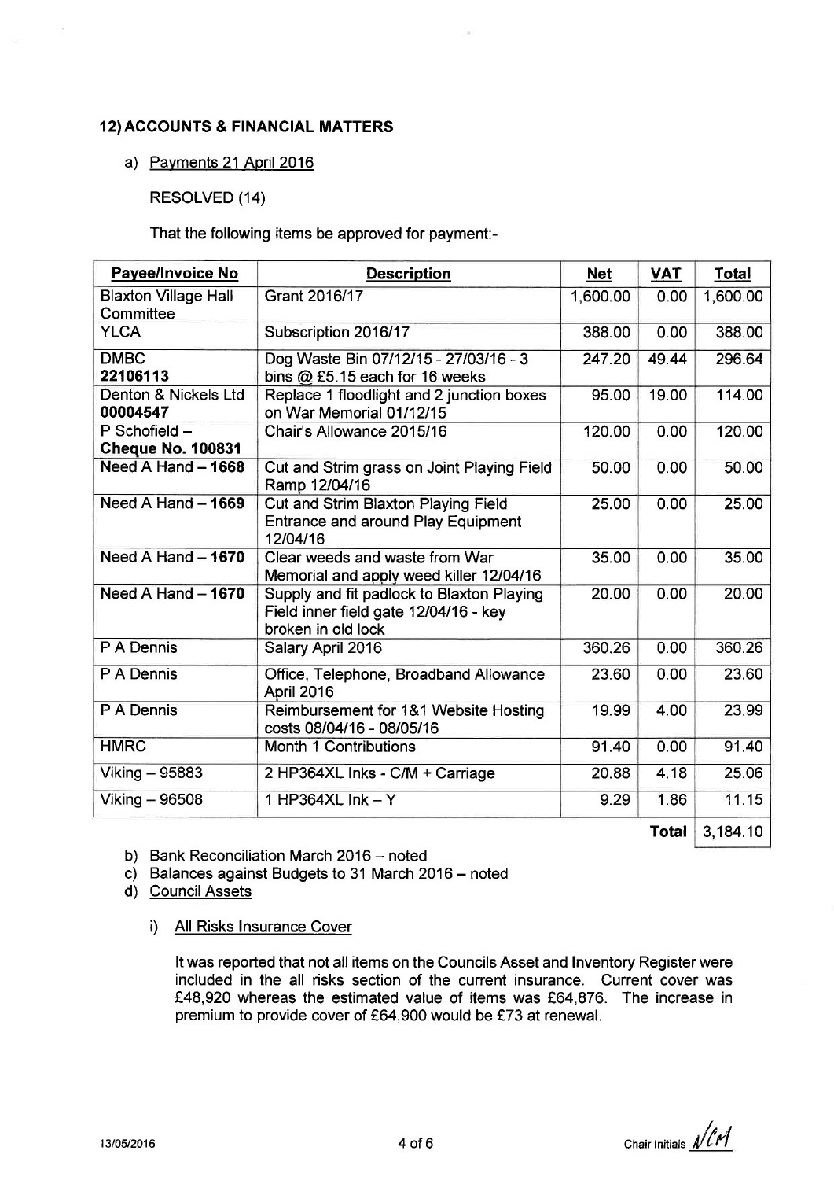## 12) ACCOUNTS & FINANCIAL MATTERS

a) Payments 21 April 2016

RESOLVED (14)

That the following items be approved for payment:-

| Payee/Invoice No | Description | Net | VAT | Total |
|---|---|---|---|---|
| Blaxton Village Hall Committee | Grant 2016/17 | 1,600.00 | 0.00 | 1,600.00 |
| YLCA | Subscription 2016/17 | 388.00 | 0.00 | 388.00 |
| DMBC **22106113** | Dog Waste Bin 07/12/15 - 27/03/16 - 3 bins @ £5.15 each for 16 weeks | 247.20 | 49.44 | 296.64 |
| Denton & Nickels Ltd **00004547** | Replace 1 floodlight and 2 junction boxes on War Memorial 01/12/15 | 95.00 | 19.00 | 114.00 |
| P Schofield – **Cheque No. 100831** | Chair's Allowance 2015/16 | 120.00 | 0.00 | 120.00 |
| Need A Hand – **1668** | Cut and Strim grass on Joint Playing Field Ramp 12/04/16 | 50.00 | 0.00 | 50.00 |
| Need A Hand – **1669** | Cut and Strim Blaxton Playing Field Entrance and around Play Equipment 12/04/16 | 25.00 | 0.00 | 25.00 |
| Need A Hand – **1670** | Clear weeds and waste from War Memorial and apply weed killer 12/04/16 | 35.00 | 0.00 | 35.00 |
| Need A Hand – **1670** | Supply and fit padlock to Blaxton Playing Field inner field gate 12/04/16 - key broken in old lock | 20.00 | 0.00 | 20.00 |
| P A Dennis | Salary April 2016 | 360.26 | 0.00 | 360.26 |
| P A Dennis | Office, Telephone, Broadband Allowance April 2016 | 23.60 | 0.00 | 23.60 |
| P A Dennis | Reimbursement for 1&1 Website Hosting costs 08/04/16 - 08/05/16 | 19.99 | 4.00 | 23.99 |
| HMRC | Month 1 Contributions | 91.40 | 0.00 | 91.40 |
| Viking – 95883 | 2 HP364XL Inks - C/M + Carriage | 20.88 | 4.18 | 25.06 |
| Viking – 96508 | 1 HP364XL Ink – Y | 9.29 | 1.86 | 11.15 |
| | | | **Total** | 3,184.10 |

b) Bank Reconciliation March 2016 – noted

c) Balances against Budgets to 31 March 2016 – noted

d) Council Assets

i) All Risks Insurance Cover

It was reported that not all items on the Councils Asset and Inventory Register were included in the all risks section of the current insurance. Current cover was £48,920 whereas the estimated value of items was £64,876. The increase in premium to provide cover of £64,900 would be £73 at renewal.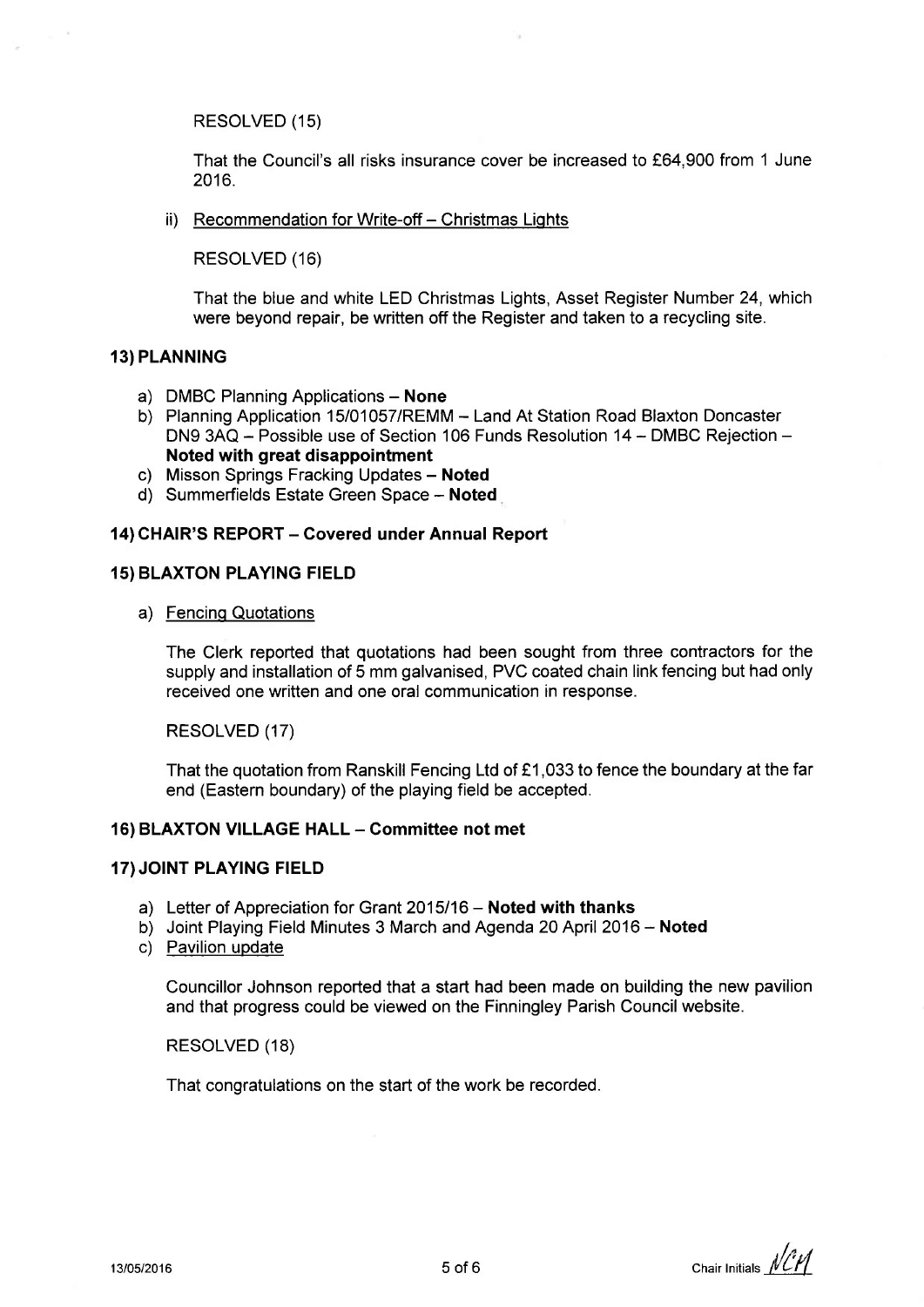RESOLVED (15)

That the Council's all risks insurance cover be increased to £64,900 from 1 June 2016.

ii) Recommendation for Write-off – Christmas Lights

RESOLVED (16)

That the blue and white LED Christmas Lights, Asset Register Number 24, which were beyond repair, be written off the Register and taken to a recycling site.

## 13) PLANNING

a) DMBC Planning Applications – **None**
b) Planning Application 15/01057/REMM – Land At Station Road Blaxton Doncaster DN9 3AQ – Possible use of Section 106 Funds Resolution 14 – DMBC Rejection – **Noted with great disappointment**
c) Misson Springs Fracking Updates – **Noted**
d) Summerfields Estate Green Space – **Noted**

## 14) CHAIR'S REPORT – Covered under Annual Report

## 15) BLAXTON PLAYING FIELD

a) Fencing Quotations

The Clerk reported that quotations had been sought from three contractors for the supply and installation of 5 mm galvanised, PVC coated chain link fencing but had only received one written and one oral communication in response.

RESOLVED (17)

That the quotation from Ranskill Fencing Ltd of £1,033 to fence the boundary at the far end (Eastern boundary) of the playing field be accepted.

## 16) BLAXTON VILLAGE HALL – Committee not met

## 17) JOINT PLAYING FIELD

a) Letter of Appreciation for Grant 2015/16 – **Noted with thanks**
b) Joint Playing Field Minutes 3 March and Agenda 20 April 2016 – **Noted**
c) Pavilion update

Councillor Johnson reported that a start had been made on building the new pavilion and that progress could be viewed on the Finningley Parish Council website.

RESOLVED (18)

That congratulations on the start of the work be recorded.

13/05/2016

Chair Initials NCH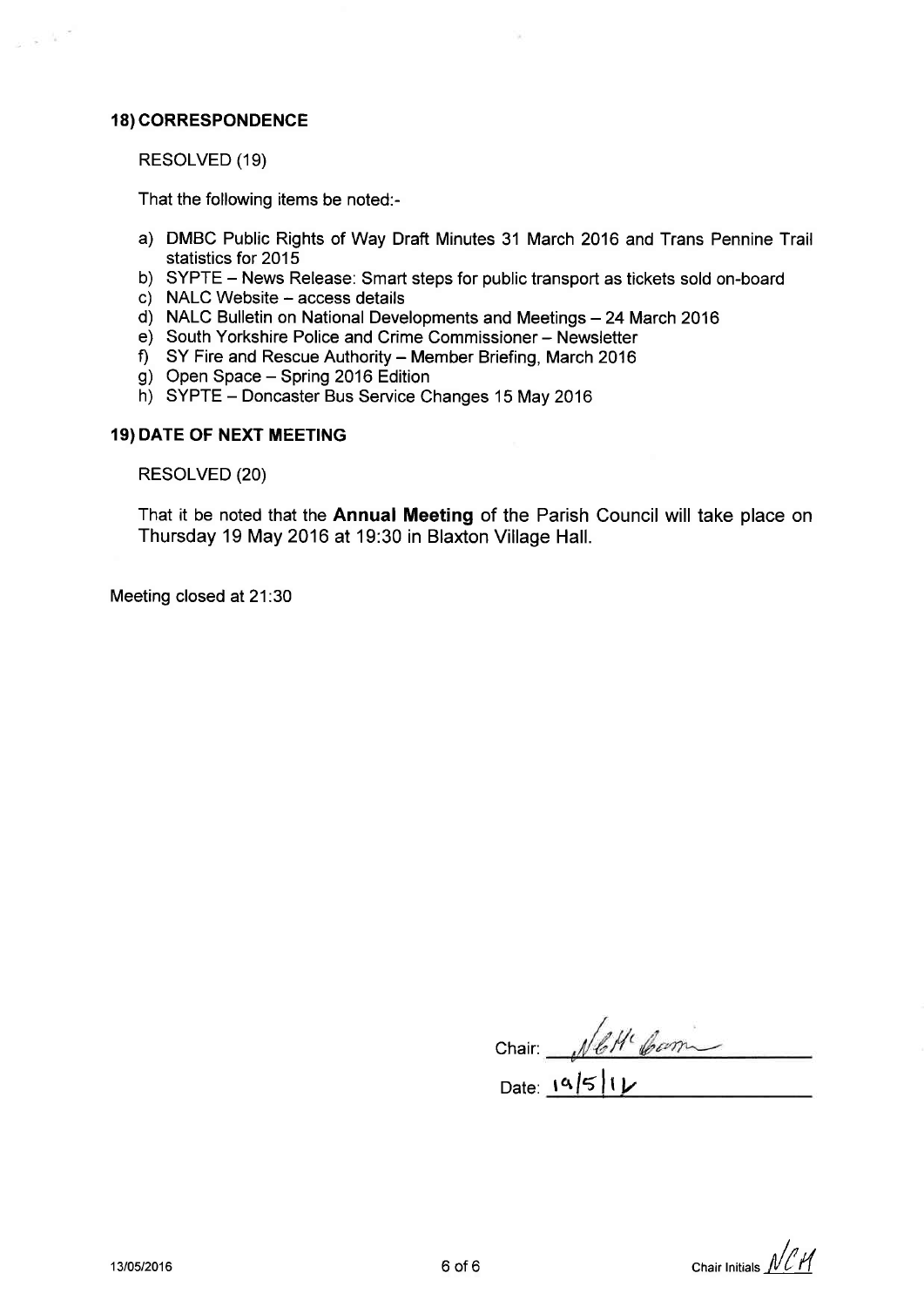## 18) CORRESPONDENCE

RESOLVED (19)

That the following items be noted:-

a) DMBC Public Rights of Way Draft Minutes 31 March 2016 and Trans Pennine Trail statistics for 2015
b) SYPTE – News Release: Smart steps for public transport as tickets sold on-board
c) NALC Website – access details
d) NALC Bulletin on National Developments and Meetings – 24 March 2016
e) South Yorkshire Police and Crime Commissioner – Newsletter
f) SY Fire and Rescue Authority – Member Briefing, March 2016
g) Open Space – Spring 2016 Edition
h) SYPTE – Doncaster Bus Service Changes 15 May 2016

## 19) DATE OF NEXT MEETING

RESOLVED (20)

That it be noted that the **Annual Meeting** of the Parish Council will take place on Thursday 19 May 2016 at 19:30 in Blaxton Village Hall.

Meeting closed at 21:30

Chair: NCH Bam

Date: 19/5/16

Chair Initials NCH